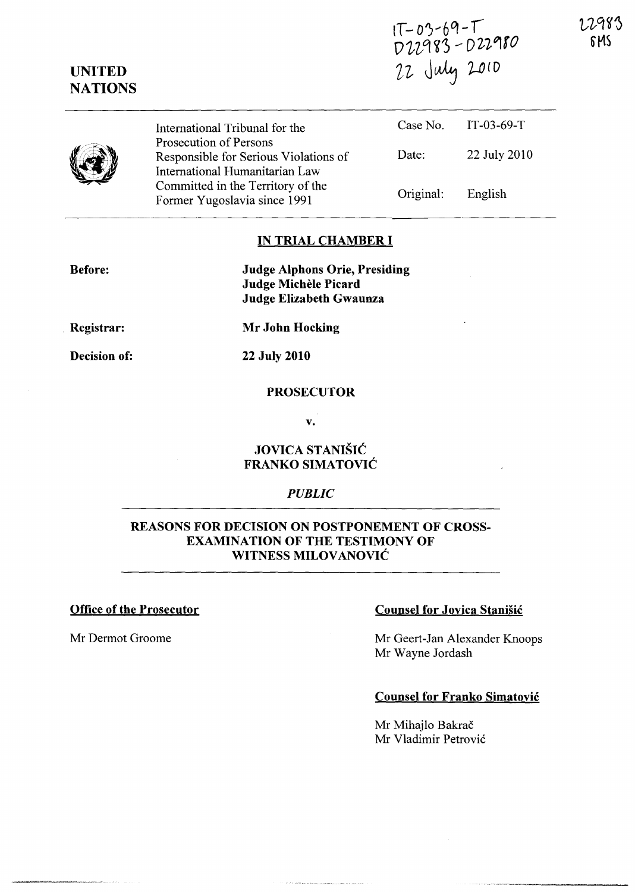IT-03-69-T
D22983 - D22980
22 July 2010

22983
SMS

**UNITED NATIONS**

| International Tribunal for the Prosecution of Persons Responsible for Serious Violations of International Humanitarian Law Committed in the Territory of the Former Yugoslavia since 1991 | Case No. | IT-03-69-T |
|---|---|---|
| | Date: | 22 July 2010 |
| | Original: | English |

## IN TRIAL CHAMBER I

**Before:** **Judge Alphons Orie, Presiding**
**Judge Michèle Picard**
**Judge Elizabeth Gwaunza**

**Registrar:** **Mr John Hocking**

**Decision of:** **22 July 2010**

**PROSECUTOR**

**v.**

**JOVICA STANIŠIĆ**
**FRANKO SIMATOVIĆ**

*PUBLIC*

## REASONS FOR DECISION ON POSTPONEMENT OF CROSS-EXAMINATION OF THE TESTIMONY OF WITNESS MILOVANOVIĆ

**Office of the Prosecutor**

Mr Dermot Groome

**Counsel for Jovica Stanišić**

Mr Geert-Jan Alexander Knoops
Mr Wayne Jordash

**Counsel for Franko Simatović**

Mr Mihajlo Bakrač
Mr Vladimir Petrović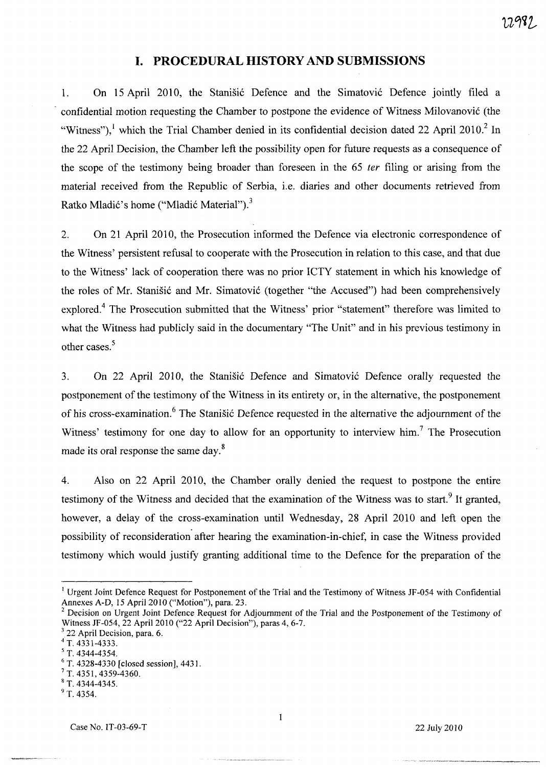# I. PROCEDURAL HISTORY AND SUBMISSIONS

1. On 15 April 2010, the Stanišić Defence and the Simatović Defence jointly filed a confidential motion requesting the Chamber to postpone the evidence of Witness Milovanović (the "Witness"),[1] which the Trial Chamber denied in its confidential decision dated 22 April 2010.[2] In the 22 April Decision, the Chamber left the possibility open for future requests as a consequence of the scope of the testimony being broader than foreseen in the 65 *ter* filing or arising from the material received from the Republic of Serbia, i.e. diaries and other documents retrieved from Ratko Mladić's home ("Mladić Material").[3]

2. On 21 April 2010, the Prosecution informed the Defence via electronic correspondence of the Witness' persistent refusal to cooperate with the Prosecution in relation to this case, and that due to the Witness' lack of cooperation there was no prior ICTY statement in which his knowledge of the roles of Mr. Stanišić and Mr. Simatović (together "the Accused") had been comprehensively explored.[4] The Prosecution submitted that the Witness' prior "statement" therefore was limited to what the Witness had publicly said in the documentary "The Unit" and in his previous testimony in other cases.[5]

3. On 22 April 2010, the Stanišić Defence and Simatović Defence orally requested the postponement of the testimony of the Witness in its entirety or, in the alternative, the postponement of his cross-examination.[6] The Stanišić Defence requested in the alternative the adjournment of the Witness' testimony for one day to allow for an opportunity to interview him.[7] The Prosecution made its oral response the same day.[8]

4. Also on 22 April 2010, the Chamber orally denied the request to postpone the entire testimony of the Witness and decided that the examination of the Witness was to start.[9] It granted, however, a delay of the cross-examination until Wednesday, 28 April 2010 and left open the possibility of reconsideration after hearing the examination-in-chief, in case the Witness provided testimony which would justify granting additional time to the Defence for the preparation of the

---

[1] Urgent Joint Defence Request for Postponement of the Trial and the Testimony of Witness JF-054 with Confidential Annexes A-D, 15 April 2010 ("Motion"), para. 23.

[2] Decision on Urgent Joint Defence Request for Adjournment of the Trial and the Postponement of the Testimony of Witness JF-054, 22 April 2010 ("22 April Decision"), paras 4, 6-7.

[3] 22 April Decision, para. 6.

[4] T. 4331-4333.

[5] T. 4344-4354.

[6] T. 4328-4330 [closed session], 4431.

[7] T. 4351, 4359-4360.

[8] T. 4344-4345.

[9] T. 4354.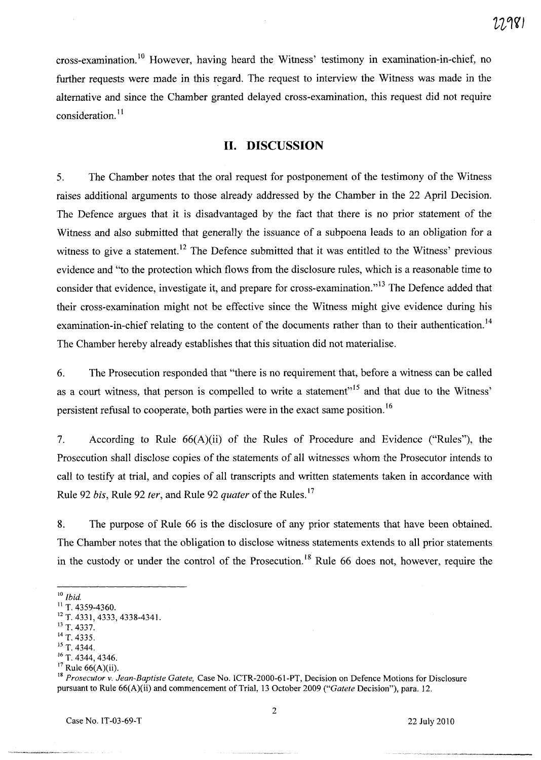cross-examination.[10] However, having heard the Witness' testimony in examination-in-chief, no further requests were made in this regard. The request to interview the Witness was made in the alternative and since the Chamber granted delayed cross-examination, this request did not require consideration.[11]

## II. DISCUSSION

5. The Chamber notes that the oral request for postponement of the testimony of the Witness raises additional arguments to those already addressed by the Chamber in the 22 April Decision. The Defence argues that it is disadvantaged by the fact that there is no prior statement of the Witness and also submitted that generally the issuance of a subpoena leads to an obligation for a witness to give a statement.[12] The Defence submitted that it was entitled to the Witness' previous evidence and "to the protection which flows from the disclosure rules, which is a reasonable time to consider that evidence, investigate it, and prepare for cross-examination."[13] The Defence added that their cross-examination might not be effective since the Witness might give evidence during his examination-in-chief relating to the content of the documents rather than to their authentication.[14] The Chamber hereby already establishes that this situation did not materialise.

6. The Prosecution responded that "there is no requirement that, before a witness can be called as a court witness, that person is compelled to write a statement"[15] and that due to the Witness' persistent refusal to cooperate, both parties were in the exact same position.[16]

7. According to Rule 66(A)(ii) of the Rules of Procedure and Evidence ("Rules"), the Prosecution shall disclose copies of the statements of all witnesses whom the Prosecutor intends to call to testify at trial, and copies of all transcripts and written statements taken in accordance with Rule 92 *bis*, Rule 92 *ter*, and Rule 92 *quater* of the Rules.[17]

8. The purpose of Rule 66 is the disclosure of any prior statements that have been obtained. The Chamber notes that the obligation to disclose witness statements extends to all prior statements in the custody or under the control of the Prosecution.[18] Rule 66 does not, however, require the

---

[10] *Ibid.*

[11] T. 4359-4360.

[12] T. 4331, 4333, 4338-4341.

[13] T. 4337.

[14] T. 4335.

[15] T. 4344.

[16] T. 4344, 4346.

[17] Rule 66(A)(ii).

[18] *Prosecutor v. Jean-Baptiste Gatete,* Case No. ICTR-2000-61-PT, Decision on Defence Motions for Disclosure pursuant to Rule 66(A)(ii) and commencement of Trial, 13 October 2009 ("*Gatete* Decision"), para. 12.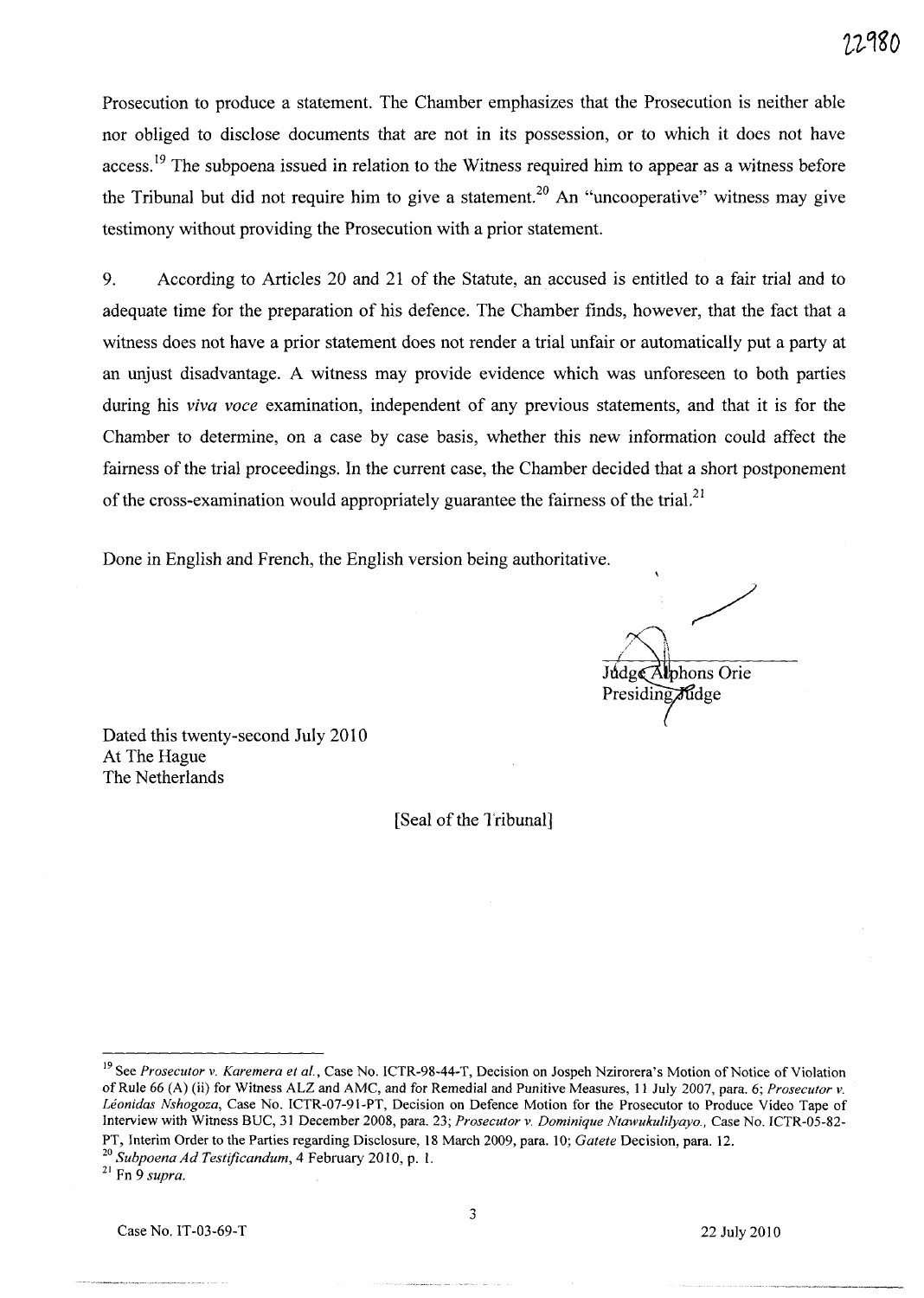Prosecution to produce a statement. The Chamber emphasizes that the Prosecution is neither able nor obliged to disclose documents that are not in its possession, or to which it does not have access.[19] The subpoena issued in relation to the Witness required him to appear as a witness before the Tribunal but did not require him to give a statement.[20] An "uncooperative" witness may give testimony without providing the Prosecution with a prior statement.

9. According to Articles 20 and 21 of the Statute, an accused is entitled to a fair trial and to adequate time for the preparation of his defence. The Chamber finds, however, that the fact that a witness does not have a prior statement does not render a trial unfair or automatically put a party at an unjust disadvantage. A witness may provide evidence which was unforeseen to both parties during his *viva voce* examination, independent of any previous statements, and that it is for the Chamber to determine, on a case by case basis, whether this new information could affect the fairness of the trial proceedings. In the current case, the Chamber decided that a short postponement of the cross-examination would appropriately guarantee the fairness of the trial.[21]

Done in English and French, the English version being authoritative.

Judge Alphons Orie
Presiding Judge

Dated this twenty-second July 2010
At The Hague
The Netherlands

[Seal of the Tribunal]

---

[19] See *Prosecutor v. Karemera et al.*, Case No. ICTR-98-44-T, Decision on Jospeh Nzirorera's Motion of Notice of Violation of Rule 66 (A) (ii) for Witness ALZ and AMC, and for Remedial and Punitive Measures, 11 July 2007, para. 6; *Prosecutor v. Léonidas Nshogoza*, Case No. ICTR-07-91-PT, Decision on Defence Motion for the Prosecutor to Produce Video Tape of Interview with Witness BUC, 31 December 2008, para. 23; *Prosecutor v. Dominique Ntawukulilyayo.*, Case No. ICTR-05-82-PT, Interim Order to the Parties regarding Disclosure, 18 March 2009, para. 10; *Gatete* Decision, para. 12.

[20] *Subpoena Ad Testificandum*, 4 February 2010, p. 1.

[21] Fn 9 *supra*.